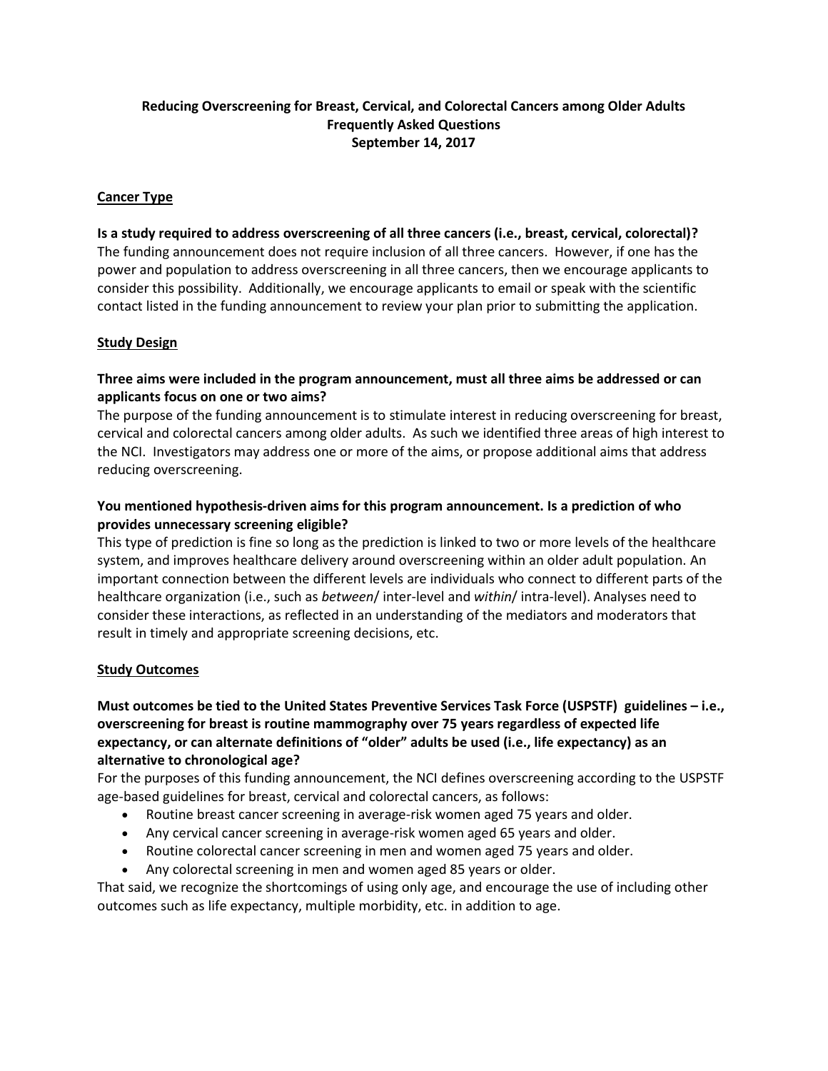# Reducing Overscreening for Breast, Cervical, and Colorectal Cancers among Older Adults
## Frequently Asked Questions
## September 14, 2017

### Cancer Type

**Is a study required to address overscreening of all three cancers (i.e., breast, cervical, colorectal)?**
The funding announcement does not require inclusion of all three cancers. However, if one has the power and population to address overscreening in all three cancers, then we encourage applicants to consider this possibility. Additionally, we encourage applicants to email or speak with the scientific contact listed in the funding announcement to review your plan prior to submitting the application.

### Study Design

**Three aims were included in the program announcement, must all three aims be addressed or can applicants focus on one or two aims?**
The purpose of the funding announcement is to stimulate interest in reducing overscreening for breast, cervical and colorectal cancers among older adults. As such we identified three areas of high interest to the NCI. Investigators may address one or more of the aims, or propose additional aims that address reducing overscreening.

**You mentioned hypothesis-driven aims for this program announcement. Is a prediction of who provides unnecessary screening eligible?**
This type of prediction is fine so long as the prediction is linked to two or more levels of the healthcare system, and improves healthcare delivery around overscreening within an older adult population. An important connection between the different levels are individuals who connect to different parts of the healthcare organization (i.e., such as *between*/ inter-level and *within*/ intra-level). Analyses need to consider these interactions, as reflected in an understanding of the mediators and moderators that result in timely and appropriate screening decisions, etc.

### Study Outcomes

**Must outcomes be tied to the United States Preventive Services Task Force (USPSTF) guidelines – i.e., overscreening for breast is routine mammography over 75 years regardless of expected life expectancy, or can alternate definitions of "older" adults be used (i.e., life expectancy) as an alternative to chronological age?**
For the purposes of this funding announcement, the NCI defines overscreening according to the USPSTF age-based guidelines for breast, cervical and colorectal cancers, as follows:

- Routine breast cancer screening in average-risk women aged 75 years and older.
- Any cervical cancer screening in average-risk women aged 65 years and older.
- Routine colorectal cancer screening in men and women aged 75 years and older.
- Any colorectal screening in men and women aged 85 years or older.

That said, we recognize the shortcomings of using only age, and encourage the use of including other outcomes such as life expectancy, multiple morbidity, etc. in addition to age.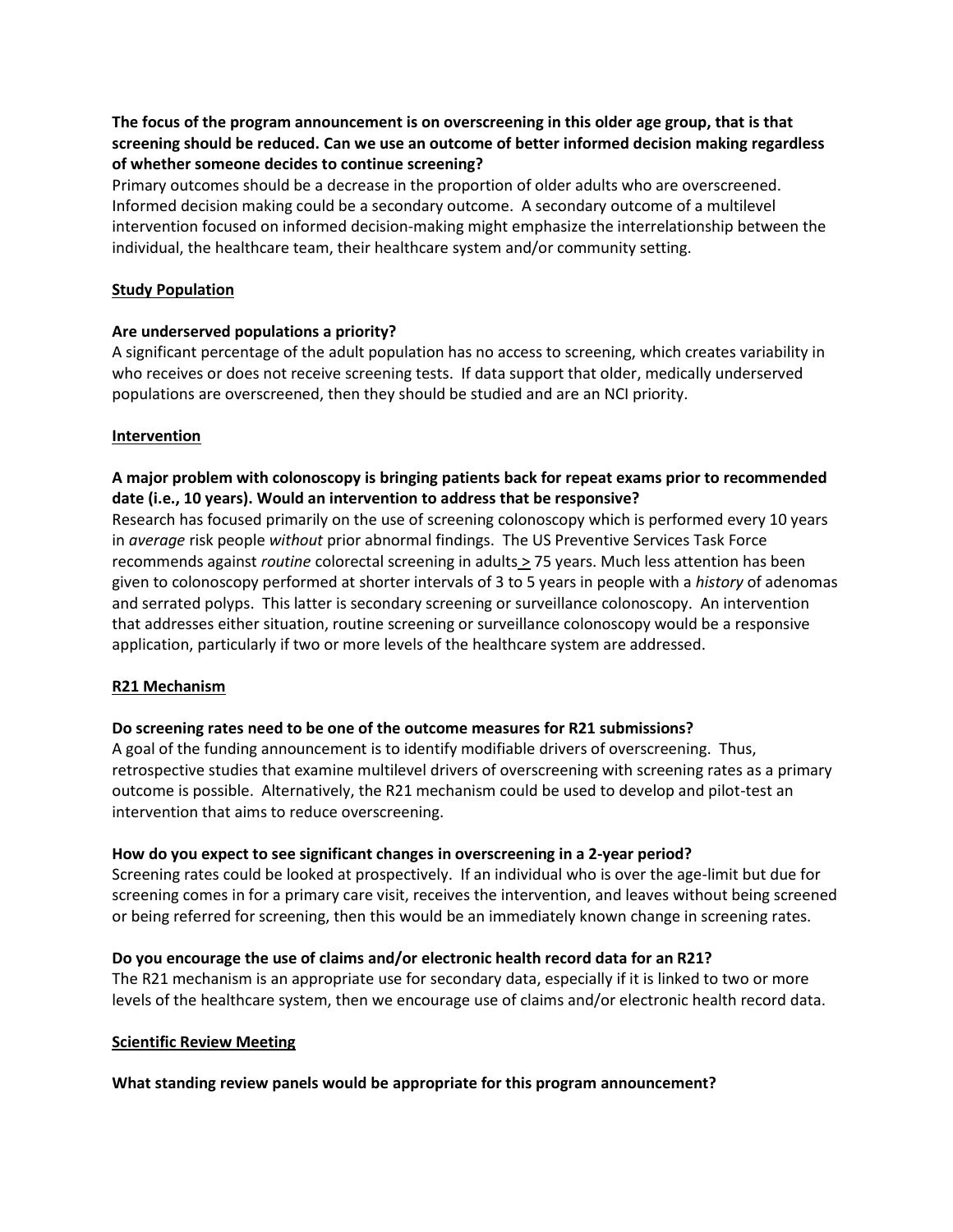**The focus of the program announcement is on overscreening in this older age group, that is that screening should be reduced. Can we use an outcome of better informed decision making regardless of whether someone decides to continue screening?**

Primary outcomes should be a decrease in the proportion of older adults who are overscreened. Informed decision making could be a secondary outcome. A secondary outcome of a multilevel intervention focused on informed decision-making might emphasize the interrelationship between the individual, the healthcare team, their healthcare system and/or community setting.

## Study Population

**Are underserved populations a priority?**

A significant percentage of the adult population has no access to screening, which creates variability in who receives or does not receive screening tests. If data support that older, medically underserved populations are overscreened, then they should be studied and are an NCI priority.

## Intervention

**A major problem with colonoscopy is bringing patients back for repeat exams prior to recommended date (i.e., 10 years). Would an intervention to address that be responsive?**

Research has focused primarily on the use of screening colonoscopy which is performed every 10 years in *average* risk people *without* prior abnormal findings. The US Preventive Services Task Force recommends against *routine* colorectal screening in adults ≥ 75 years. Much less attention has been given to colonoscopy performed at shorter intervals of 3 to 5 years in people with a *history* of adenomas and serrated polyps. This latter is secondary screening or surveillance colonoscopy. An intervention that addresses either situation, routine screening or surveillance colonoscopy would be a responsive application, particularly if two or more levels of the healthcare system are addressed.

## R21 Mechanism

**Do screening rates need to be one of the outcome measures for R21 submissions?**

A goal of the funding announcement is to identify modifiable drivers of overscreening. Thus, retrospective studies that examine multilevel drivers of overscreening with screening rates as a primary outcome is possible. Alternatively, the R21 mechanism could be used to develop and pilot-test an intervention that aims to reduce overscreening.

**How do you expect to see significant changes in overscreening in a 2-year period?**

Screening rates could be looked at prospectively. If an individual who is over the age-limit but due for screening comes in for a primary care visit, receives the intervention, and leaves without being screened or being referred for screening, then this would be an immediately known change in screening rates.

**Do you encourage the use of claims and/or electronic health record data for an R21?**

The R21 mechanism is an appropriate use for secondary data, especially if it is linked to two or more levels of the healthcare system, then we encourage use of claims and/or electronic health record data.

## Scientific Review Meeting

**What standing review panels would be appropriate for this program announcement?**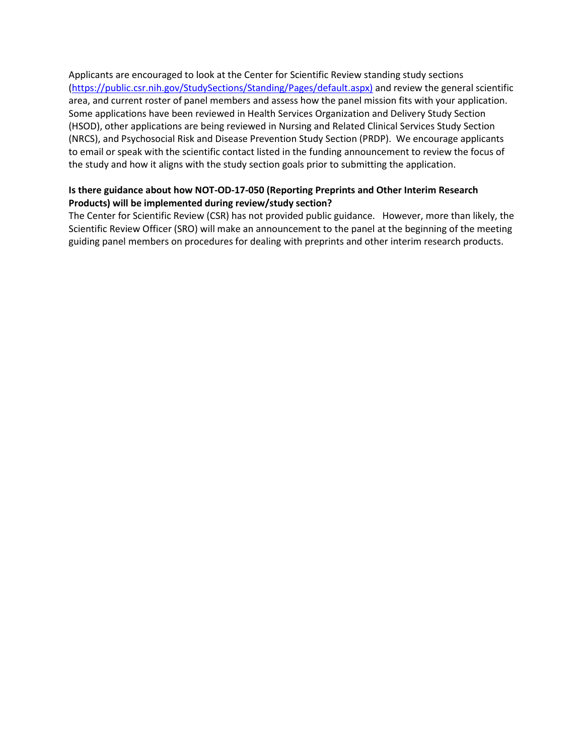Applicants are encouraged to look at the Center for Scientific Review standing study sections ([https://public.csr.nih.gov/StudySections/Standing/Pages/default.aspx)](https://public.csr.nih.gov/StudySections/Standing/Pages/default.aspx) and review the general scientific area, and current roster of panel members and assess how the panel mission fits with your application. Some applications have been reviewed in Health Services Organization and Delivery Study Section (HSOD), other applications are being reviewed in Nursing and Related Clinical Services Study Section (NRCS), and Psychosocial Risk and Disease Prevention Study Section (PRDP). We encourage applicants to email or speak with the scientific contact listed in the funding announcement to review the focus of the study and how it aligns with the study section goals prior to submitting the application.

**Is there guidance about how NOT-OD-17-050 (Reporting Preprints and Other Interim Research Products) will be implemented during review/study section?**

The Center for Scientific Review (CSR) has not provided public guidance. However, more than likely, the Scientific Review Officer (SRO) will make an announcement to the panel at the beginning of the meeting guiding panel members on procedures for dealing with preprints and other interim research products.